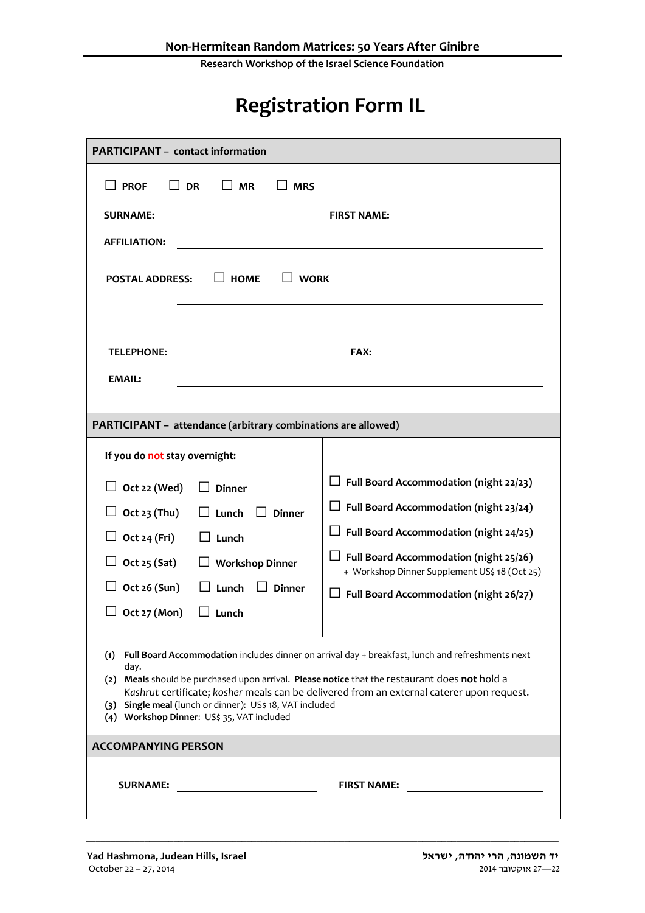**Non-Hermitean Random Matrices: 50 Years After Ginibre**

**Research Workshop of the Israel Science Foundation**

# Registration Form IL

## PARTICIPANT – contact information

☐ **PROF** ☐ **DR** ☐ **MR** ☐ **MRS**

**SURNAME:** ____________________ **FIRST NAME:** ____________________

**AFFILIATION:** ________________________________________

**POSTAL ADDRESS:** ☐ **HOME** ☐ **WORK**

________________________________________

________________________________________

**TELEPHONE:** ____________________ **FAX:** ____________________

**EMAIL:** ________________________________________

## PARTICIPANT – attendance (arbitrary combinations are allowed)

| If you do **not** stay overnight: | | | |
|---|---|---|---|
| ☐ **Oct 22 (Wed)** | ☐ **Dinner** | | ☐ **Full Board Accommodation (night 22/23)** |
| ☐ **Oct 23 (Thu)** | ☐ **Lunch** | ☐ **Dinner** | ☐ **Full Board Accommodation (night 23/24)** |
| ☐ **Oct 24 (Fri)** | ☐ **Lunch** | | ☐ **Full Board Accommodation (night 24/25)** |
| ☐ **Oct 25 (Sat)** | ☐ **Workshop Dinner** | | ☐ **Full Board Accommodation (night 25/26)** + Workshop Dinner Supplement US$ 18 (Oct 25) |
| ☐ **Oct 26 (Sun)** | ☐ **Lunch** | ☐ **Dinner** | ☐ **Full Board Accommodation (night 26/27)** |
| ☐ **Oct 27 (Mon)** | ☐ **Lunch** | | |

1. **Full Board Accommodation** includes dinner on arrival day + breakfast, lunch and refreshments next day.
2. **Meals** should be purchased upon arrival. **Please notice** that the restaurant does **not** hold a *Kashrut* certificate; *kosher* meals can be delivered from an external caterer upon request.
3. **Single meal** (lunch or dinner): US$ 18, VAT included
4. **Workshop Dinner**: US$ 35, VAT included

## ACCOMPANYING PERSON

**SURNAME:** ____________________ **FIRST NAME:** ____________________

**Yad Hashmona, Judean Hills, Israel**
October 22 – 27, 2014

**יד השמונה, הרי יהודה, ישראל**
22—27 אוקטובר 2014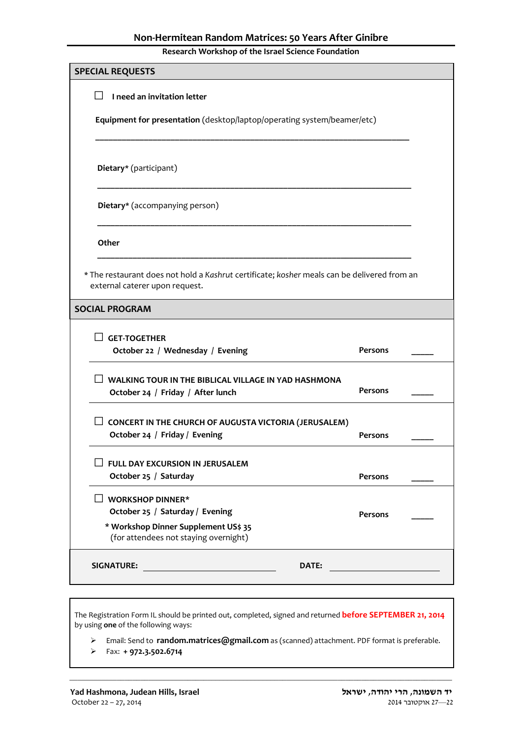## Non-Hermitean Random Matrices: 50 Years After Ginibre

**Research Workshop of the Israel Science Foundation**

## SPECIAL REQUESTS

☐ **I need an invitation letter**

**Equipment for presentation** (desktop/laptop/operating system/beamer/etc)

______________________________________________________________________

**Dietary*** (participant)

______________________________________________________________________

**Dietary*** (accompanying person)

______________________________________________________________________

**Other**

______________________________________________________________________

* The restaurant does not hold a *Kashrut* certificate; *kosher* meals can be delivered from an external caterer upon request.

## SOCIAL PROGRAM

| | |
|---|---|
| ☐ **GET-TOGETHER**<br>**October 22 / Wednesday / Evening** | **Persons** _____ |
| ☐ **WALKING TOUR IN THE BIBLICAL VILLAGE IN YAD HASHMONA**<br>**October 24 / Friday / After lunch** | **Persons** _____ |
| ☐ **CONCERT IN THE CHURCH OF AUGUSTA VICTORIA (JERUSALEM)**<br>**October 24 / Friday / Evening** | **Persons** _____ |
| ☐ **FULL DAY EXCURSION IN JERUSALEM**<br>**October 25 / Saturday** | **Persons** _____ |
| ☐ **WORKSHOP DINNER***<br>**October 25 / Saturday / Evening**<br>**\* Workshop Dinner Supplement US$ 35**<br>(for attendees not staying overnight) | **Persons** _____ |

**SIGNATURE:** ______________________ **DATE:** ______________________

The Registration Form IL should be printed out, completed, signed and returned **before SEPTEMBER 21, 2014** by using **one** of the following ways:

- Email: Send to **random.matrices@gmail.com** as (scanned) attachment. PDF format is preferable.
- Fax: **+ 972.3.502.6714**

**Yad Hashmona, Judean Hills, Israel**
October 22 – 27, 2014

**יד השמונה, הרי יהודה, ישראל**
22—27 אוקטובר 2014